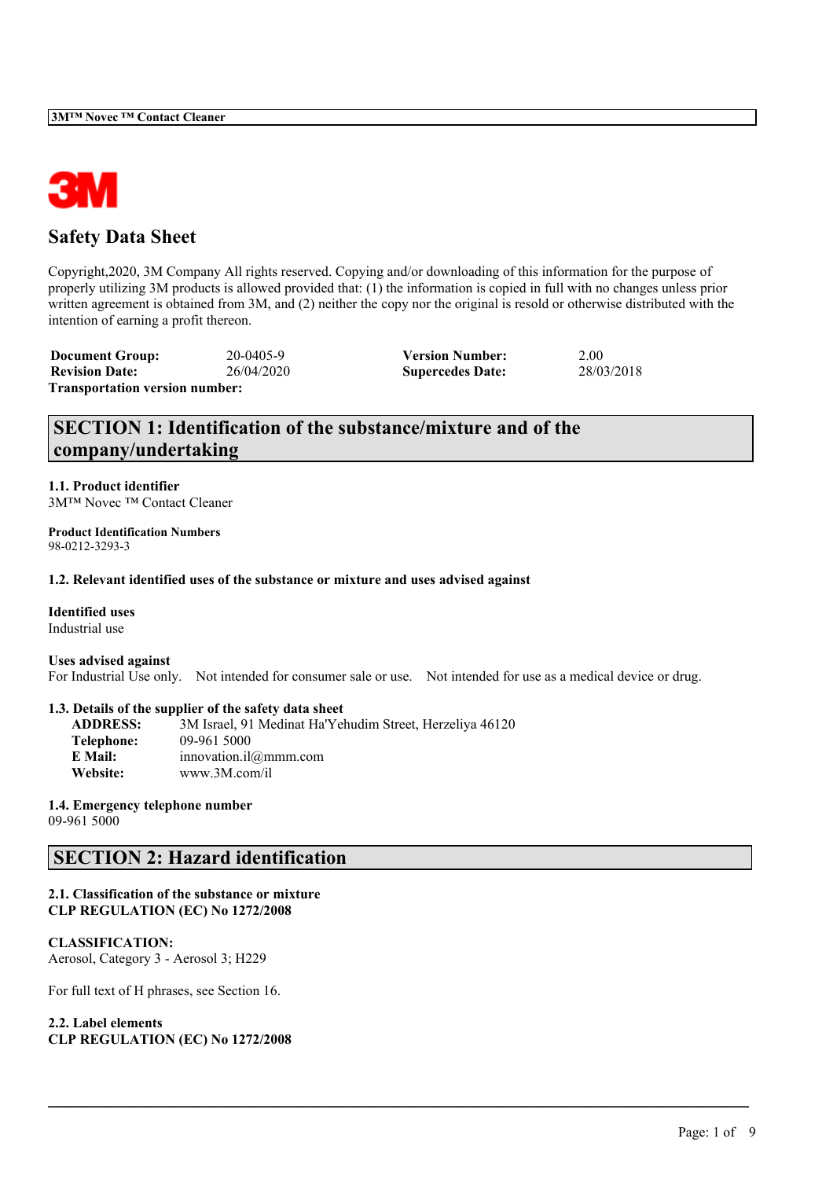# Safety Data Sheet

Copyright,2020, 3M Company All rights reserved. Copying and/or downloading of this information for the purpose of properly utilizing 3M products is allowed provided that: (1) the information is copied in full with no changes unless prior written agreement is obtained from 3M, and (2) neither the copy nor the original is resold or otherwise distributed with the intention of earning a profit thereon.

| **Document Group:** | 20-0405-9 | **Version Number:** | 2.00 |
|---|---|---|---|
| **Revision Date:** | 26/04/2020 | **Supercedes Date:** | 28/03/2018 |

**Transportation version number:**

## SECTION 1: Identification of the substance/mixture and of the company/undertaking

**1.1. Product identifier**
3M™ Novec ™ Contact Cleaner

**Product Identification Numbers**
98-0212-3293-3

**1.2. Relevant identified uses of the substance or mixture and uses advised against**

**Identified uses**
Industrial use

**Uses advised against**
For Industrial Use only. Not intended for consumer sale or use. Not intended for use as a medical device or drug.

**1.3. Details of the supplier of the safety data sheet**

**ADDRESS:** 3M Israel, 91 Medinat Ha'Yehudim Street, Herzeliya 46120
**Telephone:** 09-961 5000
**E Mail:** innovation.il@mmm.com
**Website:** www.3M.com/il

**1.4. Emergency telephone number**
09-961 5000

## SECTION 2: Hazard identification

**2.1. Classification of the substance or mixture**
**CLP REGULATION (EC) No 1272/2008**

**CLASSIFICATION:**
Aerosol, Category 3 - Aerosol 3; H229

For full text of H phrases, see Section 16.

**2.2. Label elements**
**CLP REGULATION (EC) No 1272/2008**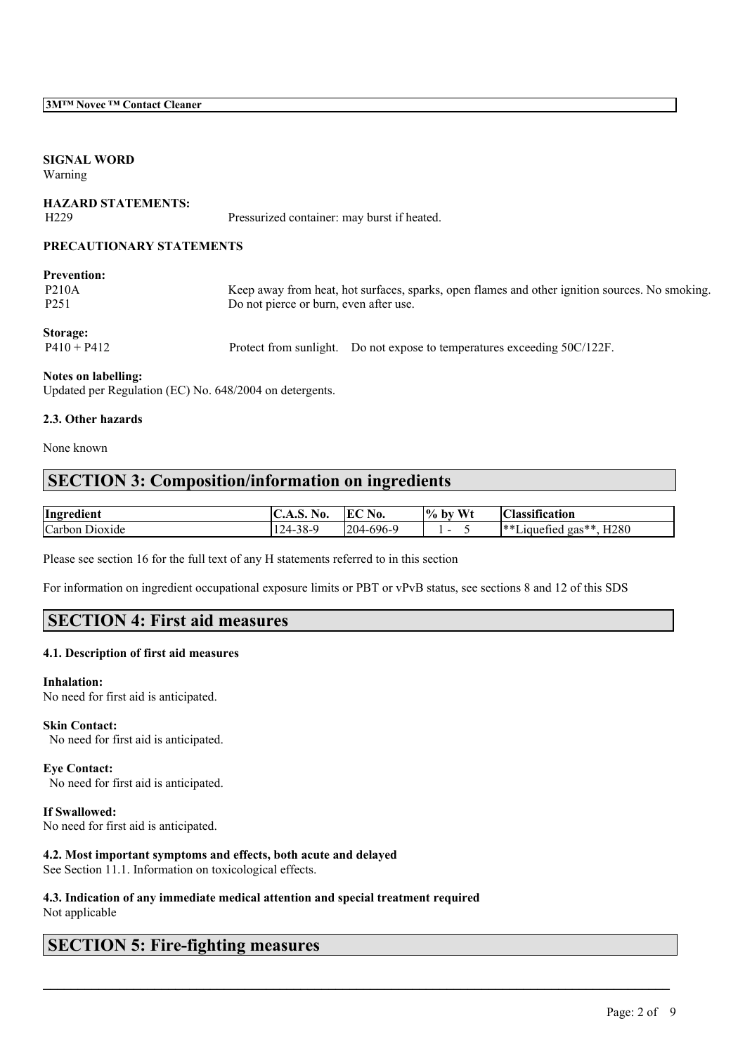**SIGNAL WORD**
Warning

**HAZARD STATEMENTS:**

| | |
|---|---|
| H229 | Pressurized container: may burst if heated. |

**PRECAUTIONARY STATEMENTS**

**Prevention:**

| | |
|---|---|
| P210A | Keep away from heat, hot surfaces, sparks, open flames and other ignition sources. No smoking. |
| P251 | Do not pierce or burn, even after use. |

**Storage:**

| | |
|---|---|
| P410 + P412 | Protect from sunlight. Do not expose to temperatures exceeding 50C/122F. |

**Notes on labelling:**
Updated per Regulation (EC) No. 648/2004 on detergents.

**2.3. Other hazards**

None known

# SECTION 3: Composition/information on ingredients

| Ingredient | C.A.S. No. | EC No. | % by Wt | Classification |
|---|---|---|---|---|
| Carbon Dioxide | 124-38-9 | 204-696-9 | 1 - 5 | **Liquefied gas**, H280 |

Please see section 16 for the full text of any H statements referred to in this section

For information on ingredient occupational exposure limits or PBT or vPvB status, see sections 8 and 12 of this SDS

# SECTION 4: First aid measures

**4.1. Description of first aid measures**

**Inhalation:**
No need for first aid is anticipated.

**Skin Contact:**
No need for first aid is anticipated.

**Eye Contact:**
No need for first aid is anticipated.

**If Swallowed:**
No need for first aid is anticipated.

**4.2. Most important symptoms and effects, both acute and delayed**
See Section 11.1. Information on toxicological effects.

**4.3. Indication of any immediate medical attention and special treatment required**
Not applicable

# SECTION 5: Fire-fighting measures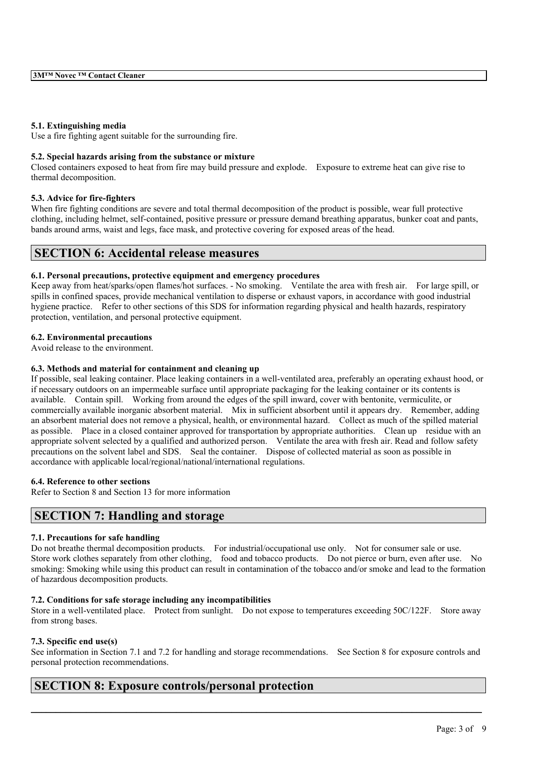### 5.1. Extinguishing media

Use a fire fighting agent suitable for the surrounding fire.

### 5.2. Special hazards arising from the substance or mixture

Closed containers exposed to heat from fire may build pressure and explode. Exposure to extreme heat can give rise to thermal decomposition.

### 5.3. Advice for fire-fighters

When fire fighting conditions are severe and total thermal decomposition of the product is possible, wear full protective clothing, including helmet, self-contained, positive pressure or pressure demand breathing apparatus, bunker coat and pants, bands around arms, waist and legs, face mask, and protective covering for exposed areas of the head.

## SECTION 6: Accidental release measures

### 6.1. Personal precautions, protective equipment and emergency procedures

Keep away from heat/sparks/open flames/hot surfaces. - No smoking. Ventilate the area with fresh air. For large spill, or spills in confined spaces, provide mechanical ventilation to disperse or exhaust vapors, in accordance with good industrial hygiene practice. Refer to other sections of this SDS for information regarding physical and health hazards, respiratory protection, ventilation, and personal protective equipment.

### 6.2. Environmental precautions

Avoid release to the environment.

### 6.3. Methods and material for containment and cleaning up

If possible, seal leaking container. Place leaking containers in a well-ventilated area, preferably an operating exhaust hood, or if necessary outdoors on an impermeable surface until appropriate packaging for the leaking container or its contents is available. Contain spill. Working from around the edges of the spill inward, cover with bentonite, vermiculite, or commercially available inorganic absorbent material. Mix in sufficient absorbent until it appears dry. Remember, adding an absorbent material does not remove a physical, health, or environmental hazard. Collect as much of the spilled material as possible. Place in a closed container approved for transportation by appropriate authorities. Clean up residue with an appropriate solvent selected by a qualified and authorized person. Ventilate the area with fresh air. Read and follow safety precautions on the solvent label and SDS. Seal the container. Dispose of collected material as soon as possible in accordance with applicable local/regional/national/international regulations.

### 6.4. Reference to other sections

Refer to Section 8 and Section 13 for more information

## SECTION 7: Handling and storage

### 7.1. Precautions for safe handling

Do not breathe thermal decomposition products. For industrial/occupational use only. Not for consumer sale or use. Store work clothes separately from other clothing, food and tobacco products. Do not pierce or burn, even after use. No smoking: Smoking while using this product can result in contamination of the tobacco and/or smoke and lead to the formation of hazardous decomposition products.

### 7.2. Conditions for safe storage including any incompatibilities

Store in a well-ventilated place. Protect from sunlight. Do not expose to temperatures exceeding 50C/122F. Store away from strong bases.

### 7.3. Specific end use(s)

See information in Section 7.1 and 7.2 for handling and storage recommendations. See Section 8 for exposure controls and personal protection recommendations.

## SECTION 8: Exposure controls/personal protection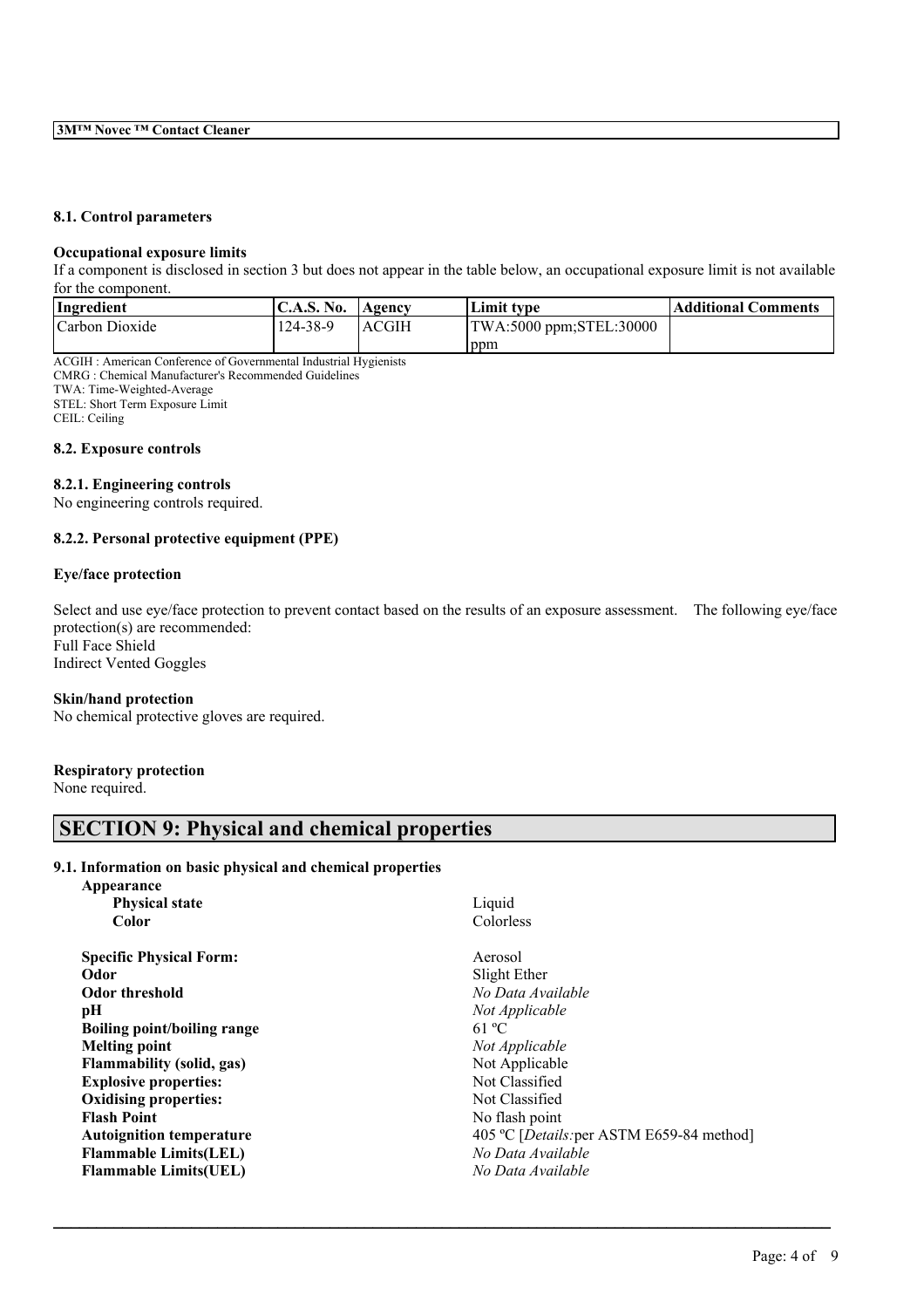#### 8.1. Control parameters

**Occupational exposure limits**

If a component is disclosed in section 3 but does not appear in the table below, an occupational exposure limit is not available for the component.

| Ingredient | C.A.S. No. | Agency | Limit type | Additional Comments |
|---|---|---|---|---|
| Carbon Dioxide | 124-38-9 | ACGIH | TWA:5000 ppm;STEL:30000 ppm | |

ACGIH : American Conference of Governmental Industrial Hygienists
CMRG : Chemical Manufacturer's Recommended Guidelines
TWA: Time-Weighted-Average
STEL: Short Term Exposure Limit
CEIL: Ceiling

#### 8.2. Exposure controls

**8.2.1. Engineering controls**

No engineering controls required.

**8.2.2. Personal protective equipment (PPE)**

**Eye/face protection**

Select and use eye/face protection to prevent contact based on the results of an exposure assessment. The following eye/face protection(s) are recommended:
Full Face Shield
Indirect Vented Goggles

**Skin/hand protection**

No chemical protective gloves are required.

**Respiratory protection**

None required.

## SECTION 9: Physical and chemical properties

#### 9.1. Information on basic physical and chemical properties

**Appearance**

| | |
|---|---|
| **Physical state** | Liquid |
| **Color** | Colorless |
| **Specific Physical Form:** | Aerosol |
| **Odor** | Slight Ether |
| **Odor threshold** | *No Data Available* |
| **pH** | *Not Applicable* |
| **Boiling point/boiling range** | 61 ºC |
| **Melting point** | *Not Applicable* |
| **Flammability (solid, gas)** | Not Applicable |
| **Explosive properties:** | Not Classified |
| **Oxidising properties:** | Not Classified |
| **Flash Point** | No flash point |
| **Autoignition temperature** | 405 ºC [*Details:* per ASTM E659-84 method] |
| **Flammable Limits(LEL)** | *No Data Available* |
| **Flammable Limits(UEL)** | *No Data Available* |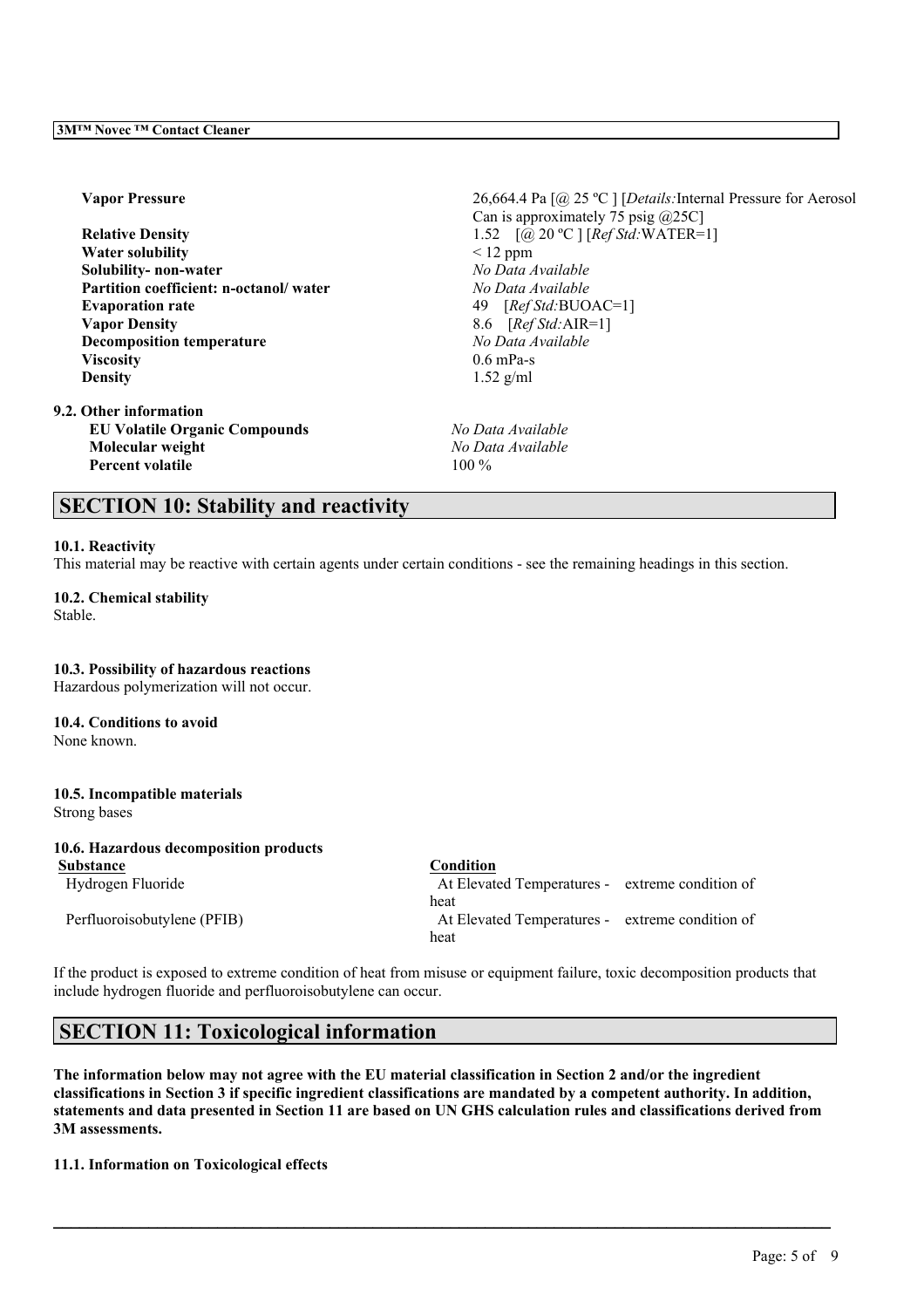| | |
|---|---|
| **Vapor Pressure** | 26,664.4 Pa [@ 25 ºC ] [*Details:*Internal Pressure for Aerosol Can is approximately 75 psig @25C] |
| **Relative Density** | 1.52 [@ 20 ºC ] [*Ref Std:*WATER=1] |
| **Water solubility** | < 12 ppm |
| **Solubility- non-water** | *No Data Available* |
| **Partition coefficient: n-octanol/ water** | *No Data Available* |
| **Evaporation rate** | 49 [*Ref Std:*BUOAC=1] |
| **Vapor Density** | 8.6 [*Ref Std:*AIR=1] |
| **Decomposition temperature** | *No Data Available* |
| **Viscosity** | 0.6 mPa-s |
| **Density** | 1.52 g/ml |

**9.2. Other information**

| | |
|---|---|
| **EU Volatile Organic Compounds** | *No Data Available* |
| **Molecular weight** | *No Data Available* |
| **Percent volatile** | 100 % |

## SECTION 10: Stability and reactivity

**10.1. Reactivity**

This material may be reactive with certain agents under certain conditions - see the remaining headings in this section.

**10.2. Chemical stability**

Stable.

**10.3. Possibility of hazardous reactions**

Hazardous polymerization will not occur.

**10.4. Conditions to avoid**

None known.

**10.5. Incompatible materials**

Strong bases

**10.6. Hazardous decomposition products**

| Substance | Condition |
|---|---|
| Hydrogen Fluoride | At Elevated Temperatures - extreme condition of heat |
| Perfluoroisobutylene (PFIB) | At Elevated Temperatures - extreme condition of heat |

If the product is exposed to extreme condition of heat from misuse or equipment failure, toxic decomposition products that include hydrogen fluoride and perfluoroisobutylene can occur.

## SECTION 11: Toxicological information

**The information below may not agree with the EU material classification in Section 2 and/or the ingredient classifications in Section 3 if specific ingredient classifications are mandated by a competent authority. In addition, statements and data presented in Section 11 are based on UN GHS calculation rules and classifications derived from 3M assessments.**

**11.1. Information on Toxicological effects**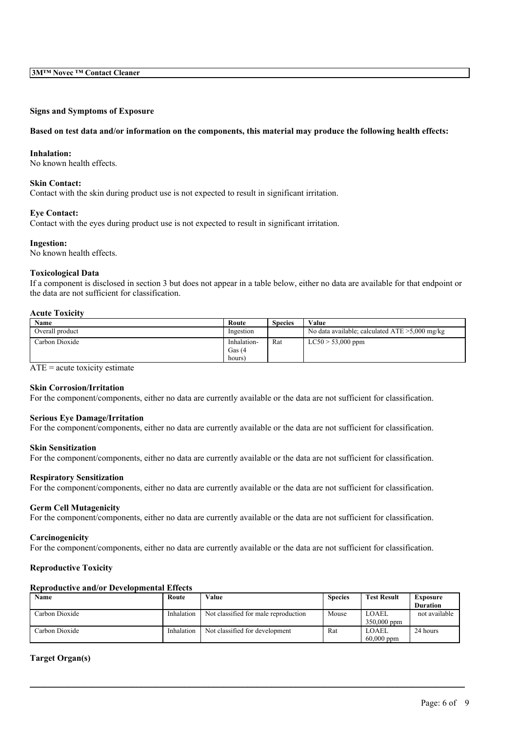### Signs and Symptoms of Exposure

**Based on test data and/or information on the components, this material may produce the following health effects:**

**Inhalation:**
No known health effects.

**Skin Contact:**
Contact with the skin during product use is not expected to result in significant irritation.

**Eye Contact:**
Contact with the eyes during product use is not expected to result in significant irritation.

**Ingestion:**
No known health effects.

### Toxicological Data

If a component is disclosed in section 3 but does not appear in a table below, either no data are available for that endpoint or the data are not sufficient for classification.

#### Acute Toxicity

| Name | Route | Species | Value |
| --- | --- | --- | --- |
| Overall product | Ingestion | | No data available; calculated ATE >5,000 mg/kg |
| Carbon Dioxide | Inhalation-Gas (4 hours) | Rat | LC50 > 53,000 ppm |

ATE = acute toxicity estimate

#### Skin Corrosion/Irritation

For the component/components, either no data are currently available or the data are not sufficient for classification.

#### Serious Eye Damage/Irritation

For the component/components, either no data are currently available or the data are not sufficient for classification.

#### Skin Sensitization

For the component/components, either no data are currently available or the data are not sufficient for classification.

#### Respiratory Sensitization

For the component/components, either no data are currently available or the data are not sufficient for classification.

#### Germ Cell Mutagenicity

For the component/components, either no data are currently available or the data are not sufficient for classification.

#### Carcinogenicity

For the component/components, either no data are currently available or the data are not sufficient for classification.

#### Reproductive Toxicity

##### Reproductive and/or Developmental Effects

| Name | Route | Value | Species | Test Result | Exposure Duration |
| --- | --- | --- | --- | --- | --- |
| Carbon Dioxide | Inhalation | Not classified for male reproduction | Mouse | LOAEL 350,000 ppm | not available |
| Carbon Dioxide | Inhalation | Not classified for development | Rat | LOAEL 60,000 ppm | 24 hours |

#### Target Organ(s)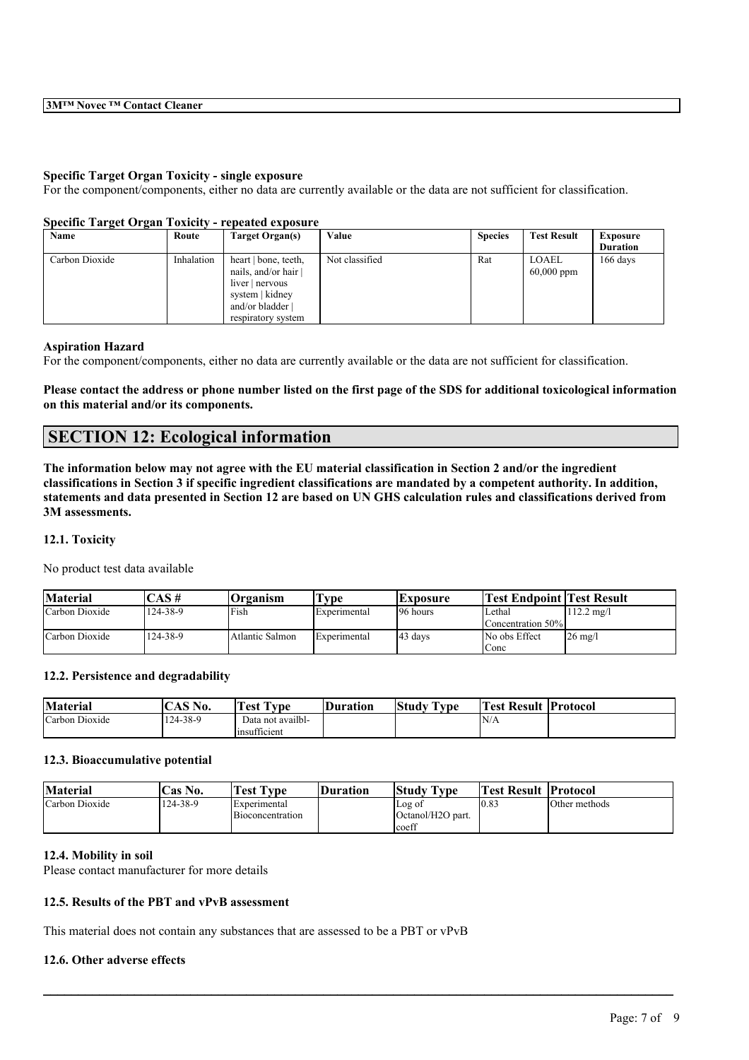**3M™ Novec ™ Contact Cleaner**

#### Specific Target Organ Toxicity - single exposure

For the component/components, either no data are currently available or the data are not sufficient for classification.

#### Specific Target Organ Toxicity - repeated exposure

| Name | Route | Target Organ(s) | Value | Species | Test Result | Exposure Duration |
| --- | --- | --- | --- | --- | --- | --- |
| Carbon Dioxide | Inhalation | heart \| bone, teeth, nails, and/or hair \| liver \| nervous system \| kidney and/or bladder \| respiratory system | Not classified | Rat | LOAEL 60,000 ppm | 166 days |

#### Aspiration Hazard

For the component/components, either no data are currently available or the data are not sufficient for classification.

**Please contact the address or phone number listed on the first page of the SDS for additional toxicological information on this material and/or its components.**

## SECTION 12: Ecological information

**The information below may not agree with the EU material classification in Section 2 and/or the ingredient classifications in Section 3 if specific ingredient classifications are mandated by a competent authority. In addition, statements and data presented in Section 12 are based on UN GHS calculation rules and classifications derived from 3M assessments.**

### 12.1. Toxicity

No product test data available

| Material | CAS # | Organism | Type | Exposure | Test Endpoint | Test Result |
| --- | --- | --- | --- | --- | --- | --- |
| Carbon Dioxide | 124-38-9 | Fish | Experimental | 96 hours | Lethal Concentration 50% | 112.2 mg/l |
| Carbon Dioxide | 124-38-9 | Atlantic Salmon | Experimental | 43 days | No obs Effect Conc | 26 mg/l |

### 12.2. Persistence and degradability

| Material | CAS No. | Test Type | Duration | Study Type | Test Result | Protocol |
| --- | --- | --- | --- | --- | --- | --- |
| Carbon Dioxide | 124-38-9 | Data not availbl-insufficient | | | N/A | |

### 12.3. Bioaccumulative potential

| Material | Cas No. | Test Type | Duration | Study Type | Test Result | Protocol |
| --- | --- | --- | --- | --- | --- | --- |
| Carbon Dioxide | 124-38-9 | Experimental Bioconcentration | | Log of Octanol/H2O part. coeff | 0.83 | Other methods |

### 12.4. Mobility in soil

Please contact manufacturer for more details

### 12.5. Results of the PBT and vPvB assessment

This material does not contain any substances that are assessed to be a PBT or vPvB

### 12.6. Other adverse effects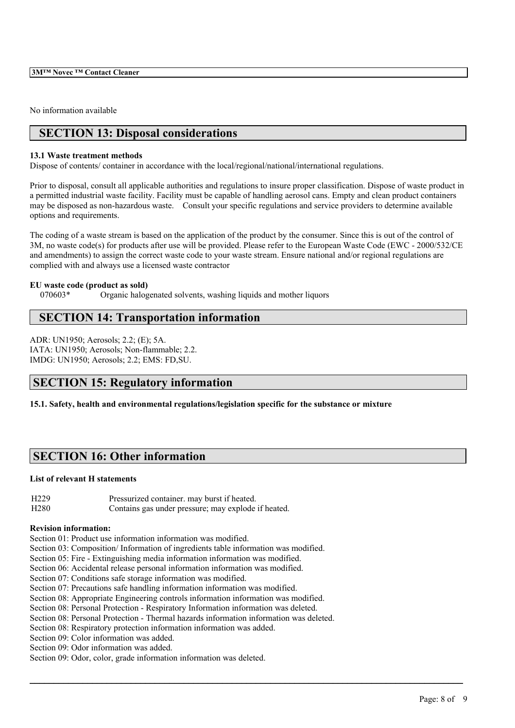No information available

## SECTION 13: Disposal considerations

**13.1 Waste treatment methods**

Dispose of contents/ container in accordance with the local/regional/national/international regulations.

Prior to disposal, consult all applicable authorities and regulations to insure proper classification. Dispose of waste product in a permitted industrial waste facility. Facility must be capable of handling aerosol cans. Empty and clean product containers may be disposed as non-hazardous waste. Consult your specific regulations and service providers to determine available options and requirements.

The coding of a waste stream is based on the application of the product by the consumer. Since this is out of the control of 3M, no waste code(s) for products after use will be provided. Please refer to the European Waste Code (EWC - 2000/532/CE and amendments) to assign the correct waste code to your waste stream. Ensure national and/or regional regulations are complied with and always use a licensed waste contractor

**EU waste code (product as sold)**

070603* Organic halogenated solvents, washing liquids and mother liquors

## SECTION 14: Transportation information

ADR: UN1950; Aerosols; 2.2; (E); 5A.
IATA: UN1950; Aerosols; Non-flammable; 2.2.
IMDG: UN1950; Aerosols; 2.2; EMS: FD,SU.

## SECTION 15: Regulatory information

**15.1. Safety, health and environmental regulations/legislation specific for the substance or mixture**

## SECTION 16: Other information

**List of relevant H statements**

| | |
|---|---|
| H229 | Pressurized container. may burst if heated. |
| H280 | Contains gas under pressure; may explode if heated. |

**Revision information:**

Section 01: Product use information information was modified.
Section 03: Composition/ Information of ingredients table information was modified.
Section 05: Fire - Extinguishing media information information was modified.
Section 06: Accidental release personal information information was modified.
Section 07: Conditions safe storage information was modified.
Section 07: Precautions safe handling information information was modified.
Section 08: Appropriate Engineering controls information information was modified.
Section 08: Personal Protection - Respiratory Information information was deleted.
Section 08: Personal Protection - Thermal hazards information information was deleted.
Section 08: Respiratory protection information information was added.
Section 09: Color information was added.
Section 09: Odor information was added.
Section 09: Odor, color, grade information information was deleted.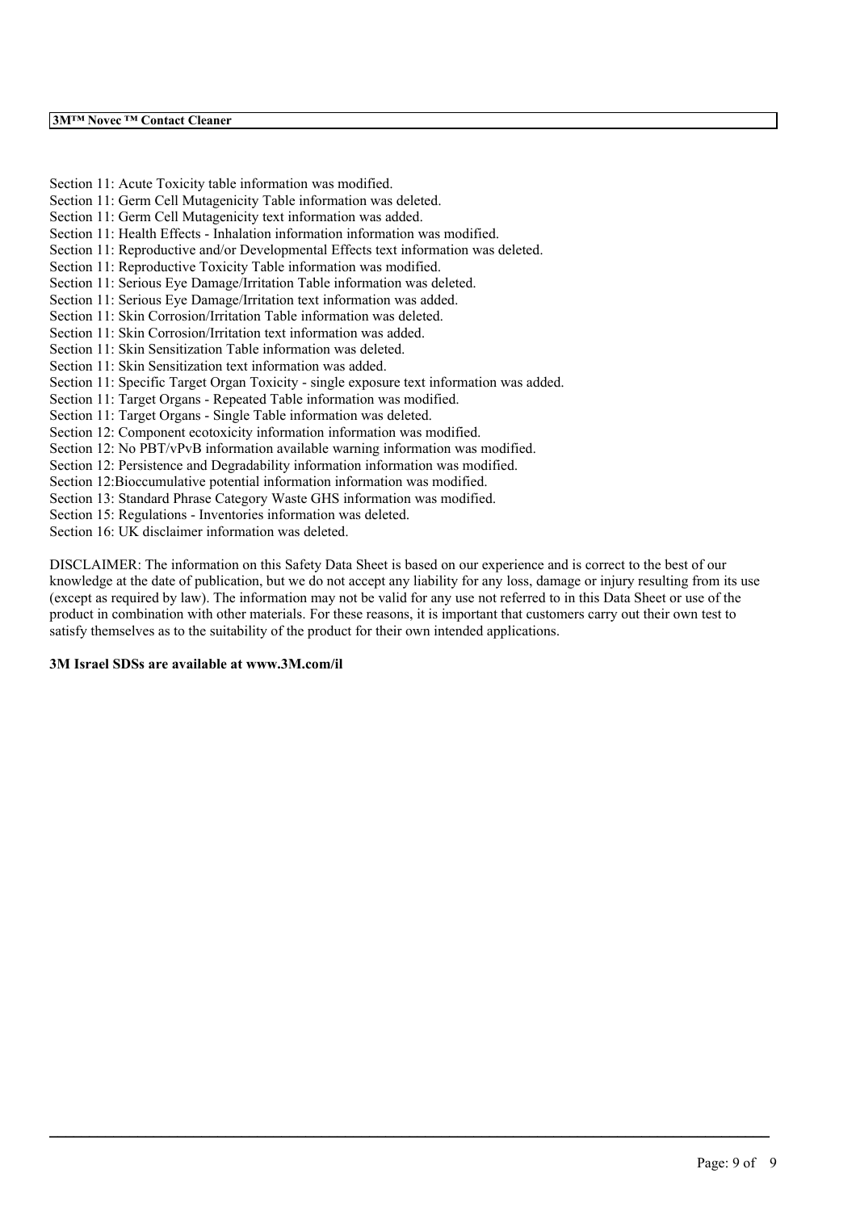Section 11: Acute Toxicity table information was modified.
Section 11: Germ Cell Mutagenicity Table information was deleted.
Section 11: Germ Cell Mutagenicity text information was added.
Section 11: Health Effects - Inhalation information information was modified.
Section 11: Reproductive and/or Developmental Effects text information was deleted.
Section 11: Reproductive Toxicity Table information was modified.
Section 11: Serious Eye Damage/Irritation Table information was deleted.
Section 11: Serious Eye Damage/Irritation text information was added.
Section 11: Skin Corrosion/Irritation Table information was deleted.
Section 11: Skin Corrosion/Irritation text information was added.
Section 11: Skin Sensitization Table information was deleted.
Section 11: Skin Sensitization text information was added.
Section 11: Specific Target Organ Toxicity - single exposure text information was added.
Section 11: Target Organs - Repeated Table information was modified.
Section 11: Target Organs - Single Table information was deleted.
Section 12: Component ecotoxicity information information was modified.
Section 12: No PBT/vPvB information available warning information was modified.
Section 12: Persistence and Degradability information information was modified.
Section 12:Bioccumulative potential information information was modified.
Section 13: Standard Phrase Category Waste GHS information was modified.
Section 15: Regulations - Inventories information was deleted.
Section 16: UK disclaimer information was deleted.

DISCLAIMER: The information on this Safety Data Sheet is based on our experience and is correct to the best of our knowledge at the date of publication, but we do not accept any liability for any loss, damage or injury resulting from its use (except as required by law). The information may not be valid for any use not referred to in this Data Sheet or use of the product in combination with other materials. For these reasons, it is important that customers carry out their own test to satisfy themselves as to the suitability of the product for their own intended applications.

**3M Israel SDSs are available at www.3M.com/il**